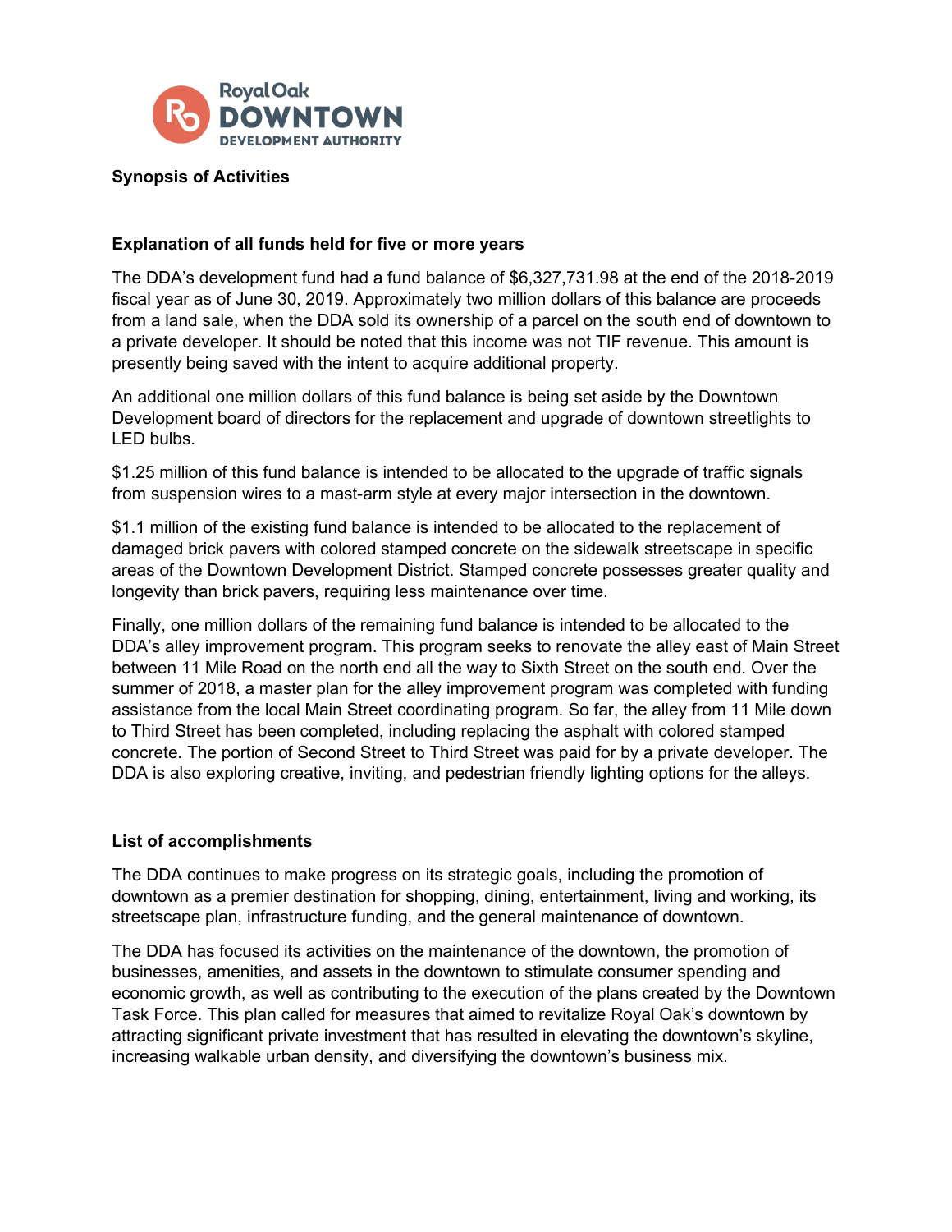Royal Oak DOWNTOWN DEVELOPMENT AUTHORITY

**Synopsis of Activities**

**Explanation of all funds held for five or more years**

The DDA's development fund had a fund balance of $6,327,731.98 at the end of the 2018-2019 fiscal year as of June 30, 2019. Approximately two million dollars of this balance are proceeds from a land sale, when the DDA sold its ownership of a parcel on the south end of downtown to a private developer. It should be noted that this income was not TIF revenue. This amount is presently being saved with the intent to acquire additional property.

An additional one million dollars of this fund balance is being set aside by the Downtown Development board of directors for the replacement and upgrade of downtown streetlights to LED bulbs.

$1.25 million of this fund balance is intended to be allocated to the upgrade of traffic signals from suspension wires to a mast-arm style at every major intersection in the downtown.

$1.1 million of the existing fund balance is intended to be allocated to the replacement of damaged brick pavers with colored stamped concrete on the sidewalk streetscape in specific areas of the Downtown Development District. Stamped concrete possesses greater quality and longevity than brick pavers, requiring less maintenance over time.

Finally, one million dollars of the remaining fund balance is intended to be allocated to the DDA's alley improvement program. This program seeks to renovate the alley east of Main Street between 11 Mile Road on the north end all the way to Sixth Street on the south end. Over the summer of 2018, a master plan for the alley improvement program was completed with funding assistance from the local Main Street coordinating program. So far, the alley from 11 Mile down to Third Street has been completed, including replacing the asphalt with colored stamped concrete. The portion of Second Street to Third Street was paid for by a private developer. The DDA is also exploring creative, inviting, and pedestrian friendly lighting options for the alleys.

**List of accomplishments**

The DDA continues to make progress on its strategic goals, including the promotion of downtown as a premier destination for shopping, dining, entertainment, living and working, its streetscape plan, infrastructure funding, and the general maintenance of downtown.

The DDA has focused its activities on the maintenance of the downtown, the promotion of businesses, amenities, and assets in the downtown to stimulate consumer spending and economic growth, as well as contributing to the execution of the plans created by the Downtown Task Force. This plan called for measures that aimed to revitalize Royal Oak's downtown by attracting significant private investment that has resulted in elevating the downtown's skyline, increasing walkable urban density, and diversifying the downtown's business mix.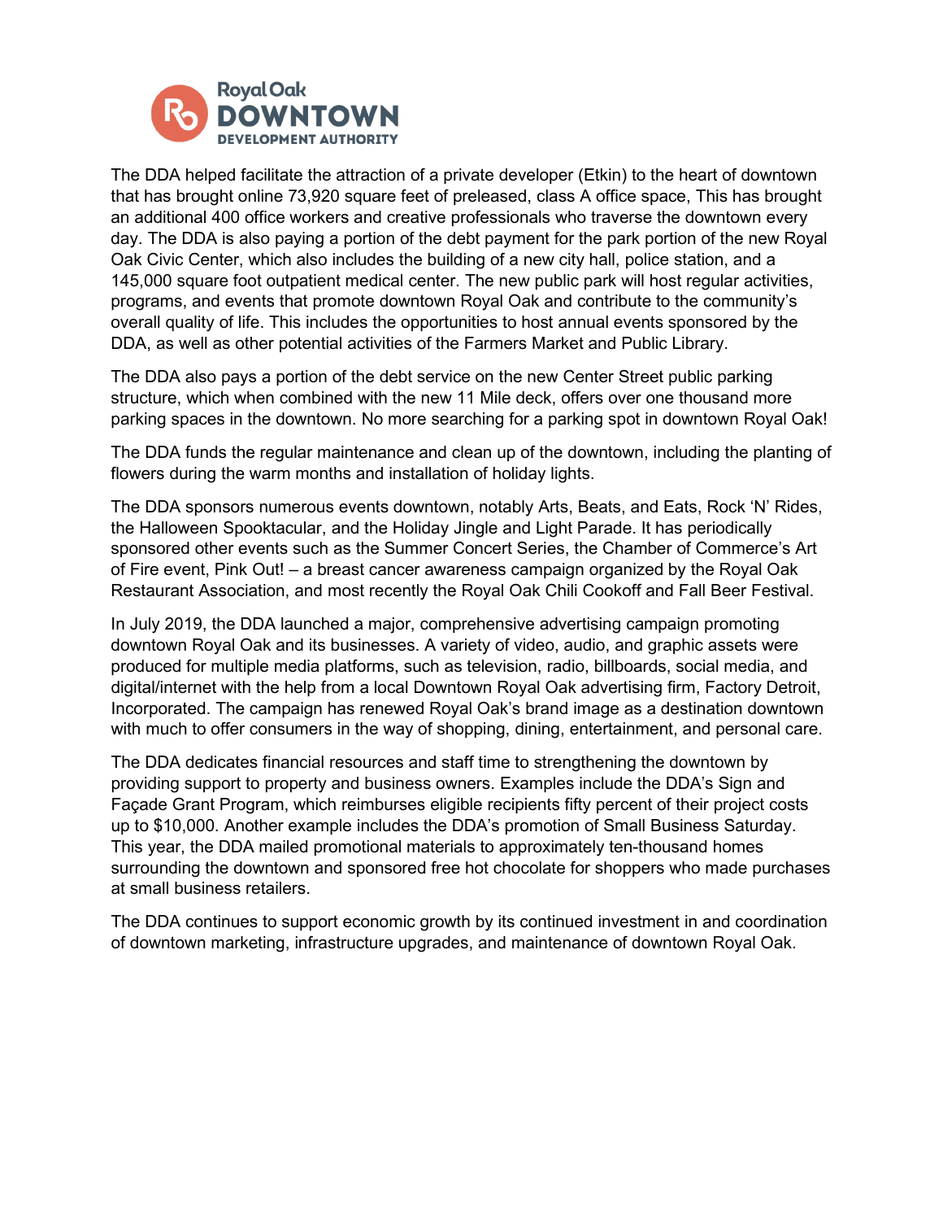The DDA helped facilitate the attraction of a private developer (Etkin) to the heart of downtown that has brought online 73,920 square feet of preleased, class A office space, This has brought an additional 400 office workers and creative professionals who traverse the downtown every day. The DDA is also paying a portion of the debt payment for the park portion of the new Royal Oak Civic Center, which also includes the building of a new city hall, police station, and a 145,000 square foot outpatient medical center. The new public park will host regular activities, programs, and events that promote downtown Royal Oak and contribute to the community's overall quality of life. This includes the opportunities to host annual events sponsored by the DDA, as well as other potential activities of the Farmers Market and Public Library.

The DDA also pays a portion of the debt service on the new Center Street public parking structure, which when combined with the new 11 Mile deck, offers over one thousand more parking spaces in the downtown. No more searching for a parking spot in downtown Royal Oak!

The DDA funds the regular maintenance and clean up of the downtown, including the planting of flowers during the warm months and installation of holiday lights.

The DDA sponsors numerous events downtown, notably Arts, Beats, and Eats, Rock 'N' Rides, the Halloween Spooktacular, and the Holiday Jingle and Light Parade. It has periodically sponsored other events such as the Summer Concert Series, the Chamber of Commerce's Art of Fire event, Pink Out! – a breast cancer awareness campaign organized by the Royal Oak Restaurant Association, and most recently the Royal Oak Chili Cookoff and Fall Beer Festival.

In July 2019, the DDA launched a major, comprehensive advertising campaign promoting downtown Royal Oak and its businesses. A variety of video, audio, and graphic assets were produced for multiple media platforms, such as television, radio, billboards, social media, and digital/internet with the help from a local Downtown Royal Oak advertising firm, Factory Detroit, Incorporated. The campaign has renewed Royal Oak's brand image as a destination downtown with much to offer consumers in the way of shopping, dining, entertainment, and personal care.

The DDA dedicates financial resources and staff time to strengthening the downtown by providing support to property and business owners. Examples include the DDA's Sign and Façade Grant Program, which reimburses eligible recipients fifty percent of their project costs up to $10,000. Another example includes the DDA's promotion of Small Business Saturday. This year, the DDA mailed promotional materials to approximately ten-thousand homes surrounding the downtown and sponsored free hot chocolate for shoppers who made purchases at small business retailers.

The DDA continues to support economic growth by its continued investment in and coordination of downtown marketing, infrastructure upgrades, and maintenance of downtown Royal Oak.